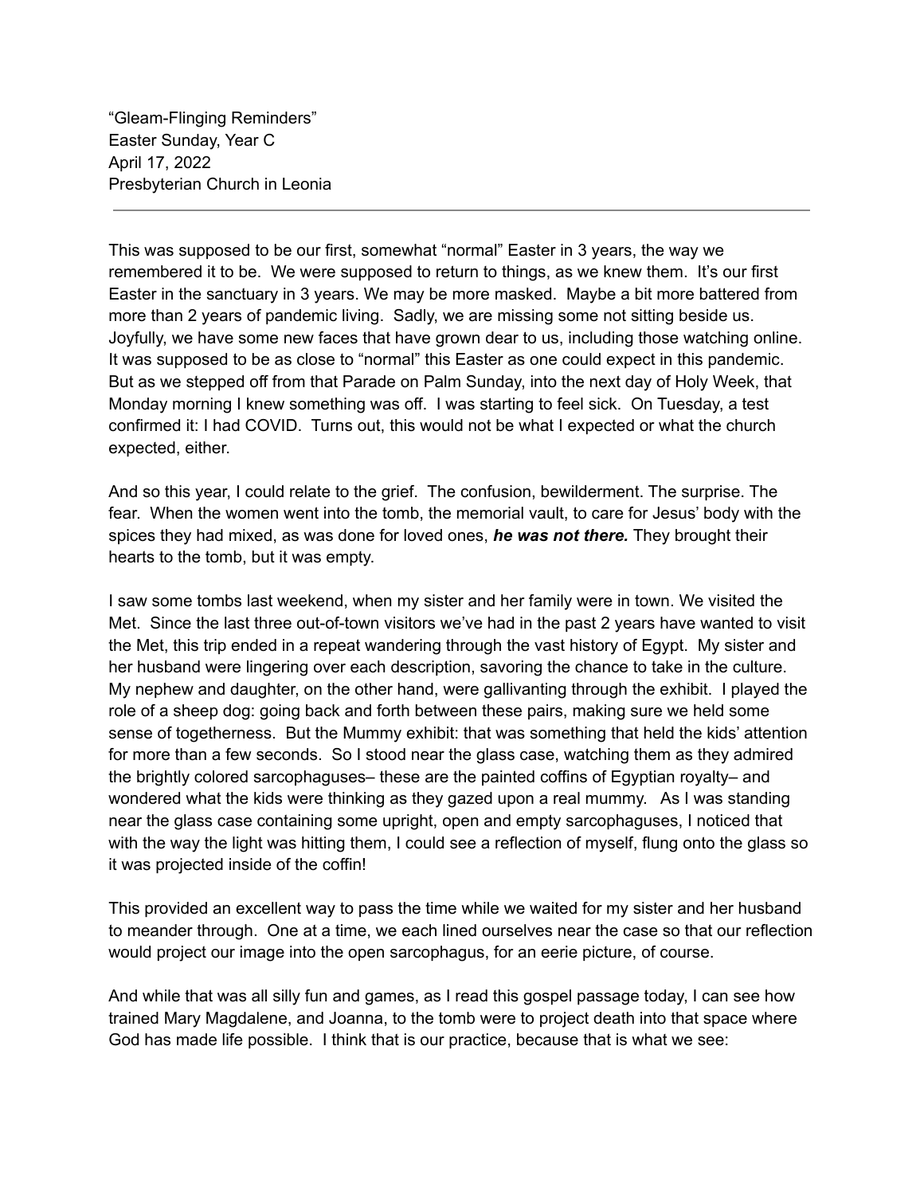"Gleam-Flinging Reminders"
Easter Sunday, Year C
April 17, 2022
Presbyterian Church in Leonia

---

This was supposed to be our first, somewhat "normal" Easter in 3 years, the way we remembered it to be. We were supposed to return to things, as we knew them. It's our first Easter in the sanctuary in 3 years. We may be more masked. Maybe a bit more battered from more than 2 years of pandemic living. Sadly, we are missing some not sitting beside us. Joyfully, we have some new faces that have grown dear to us, including those watching online. It was supposed to be as close to "normal" this Easter as one could expect in this pandemic. But as we stepped off from that Parade on Palm Sunday, into the next day of Holy Week, that Monday morning I knew something was off. I was starting to feel sick. On Tuesday, a test confirmed it: I had COVID. Turns out, this would not be what I expected or what the church expected, either.

And so this year, I could relate to the grief. The confusion, bewilderment. The surprise. The fear. When the women went into the tomb, the memorial vault, to care for Jesus' body with the spices they had mixed, as was done for loved ones, ***he was not there.*** They brought their hearts to the tomb, but it was empty.

I saw some tombs last weekend, when my sister and her family were in town. We visited the Met. Since the last three out-of-town visitors we've had in the past 2 years have wanted to visit the Met, this trip ended in a repeat wandering through the vast history of Egypt. My sister and her husband were lingering over each description, savoring the chance to take in the culture. My nephew and daughter, on the other hand, were gallivanting through the exhibit. I played the role of a sheep dog: going back and forth between these pairs, making sure we held some sense of togetherness. But the Mummy exhibit: that was something that held the kids' attention for more than a few seconds. So I stood near the glass case, watching them as they admired the brightly colored sarcophaguses– these are the painted coffins of Egyptian royalty– and wondered what the kids were thinking as they gazed upon a real mummy. As I was standing near the glass case containing some upright, open and empty sarcophaguses, I noticed that with the way the light was hitting them, I could see a reflection of myself, flung onto the glass so it was projected inside of the coffin!

This provided an excellent way to pass the time while we waited for my sister and her husband to meander through. One at a time, we each lined ourselves near the case so that our reflection would project our image into the open sarcophagus, for an eerie picture, of course.

And while that was all silly fun and games, as I read this gospel passage today, I can see how trained Mary Magdalene, and Joanna, to the tomb were to project death into that space where God has made life possible. I think that is our practice, because that is what we see: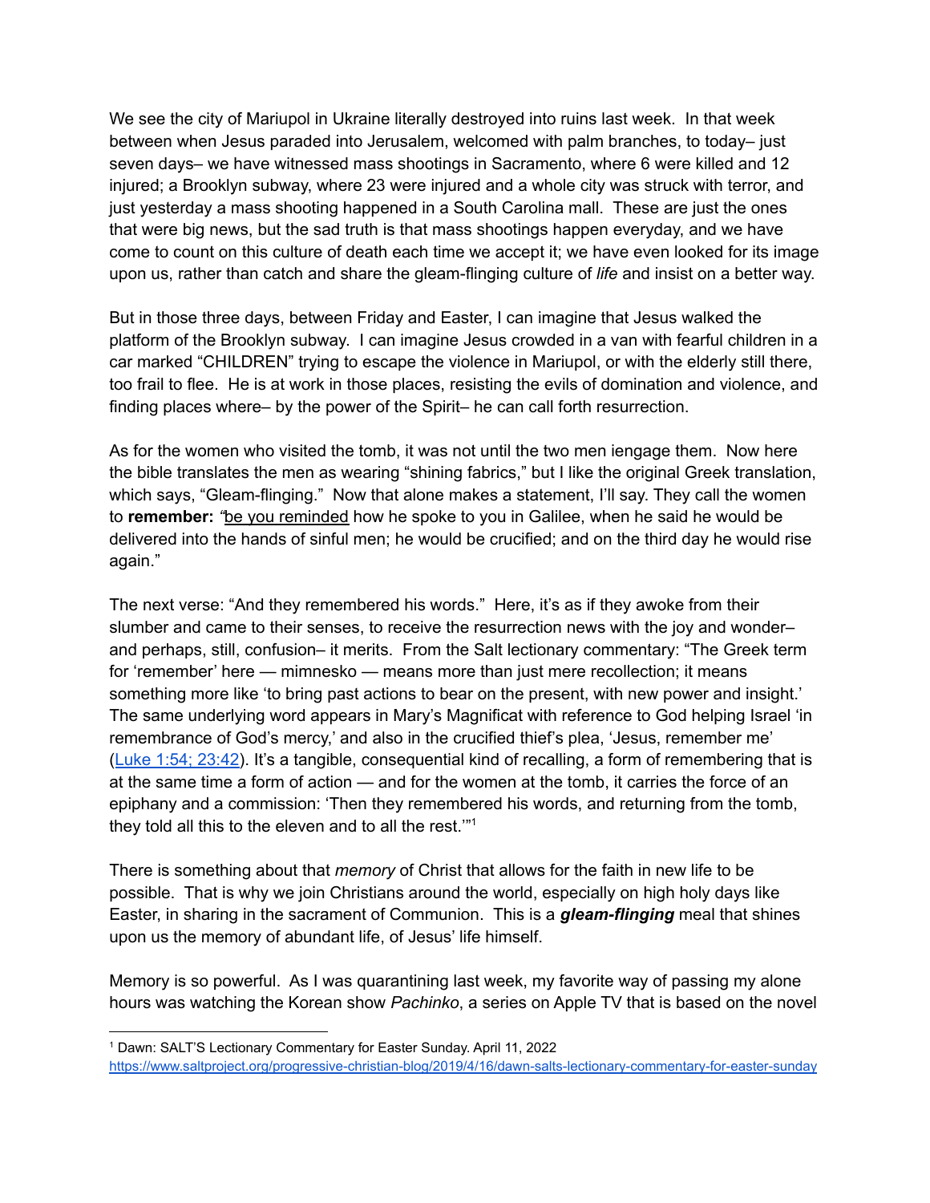We see the city of Mariupol in Ukraine literally destroyed into ruins last week. In that week between when Jesus paraded into Jerusalem, welcomed with palm branches, to today– just seven days– we have witnessed mass shootings in Sacramento, where 6 were killed and 12 injured; a Brooklyn subway, where 23 were injured and a whole city was struck with terror, and just yesterday a mass shooting happened in a South Carolina mall. These are just the ones that were big news, but the sad truth is that mass shootings happen everyday, and we have come to count on this culture of death each time we accept it; we have even looked for its image upon us, rather than catch and share the gleam-flinging culture of *life* and insist on a better way.

But in those three days, between Friday and Easter, I can imagine that Jesus walked the platform of the Brooklyn subway. I can imagine Jesus crowded in a van with fearful children in a car marked "CHILDREN" trying to escape the violence in Mariupol, or with the elderly still there, too frail to flee. He is at work in those places, resisting the evils of domination and violence, and finding places where– by the power of the Spirit– he can call forth resurrection.

As for the women who visited the tomb, it was not until the two men iengage them. Now here the bible translates the men as wearing "shining fabrics," but I like the original Greek translation, which says, "Gleam-flinging." Now that alone makes a statement, I'll say. They call the women to **remember:** *"*<u>be you reminded</u> how he spoke to you in Galilee, when he said he would be delivered into the hands of sinful men; he would be crucified; and on the third day he would rise again."

The next verse: "And they remembered his words." Here, it's as if they awoke from their slumber and came to their senses, to receive the resurrection news with the joy and wonder– and perhaps, still, confusion– it merits. From the Salt lectionary commentary: "The Greek term for 'remember' here — mimnesko — means more than just mere recollection; it means something more like 'to bring past actions to bear on the present, with new power and insight.' The same underlying word appears in Mary's Magnificat with reference to God helping Israel 'in remembrance of God's mercy,' and also in the crucified thief's plea, 'Jesus, remember me' (Luke 1:54; 23:42). It's a tangible, consequential kind of recalling, a form of remembering that is at the same time a form of action — and for the women at the tomb, it carries the force of an epiphany and a commission: 'Then they remembered his words, and returning from the tomb, they told all this to the eleven and to all the rest.'"[1]

There is something about that *memory* of Christ that allows for the faith in new life to be possible. That is why we join Christians around the world, especially on high holy days like Easter, in sharing in the sacrament of Communion. This is a ***gleam-flinging*** meal that shines upon us the memory of abundant life, of Jesus' life himself.

Memory is so powerful. As I was quarantining last week, my favorite way of passing my alone hours was watching the Korean show *Pachinko*, a series on Apple TV that is based on the novel

---

[1] Dawn: SALT'S Lectionary Commentary for Easter Sunday. April 11, 2022
https://www.saltproject.org/progressive-christian-blog/2019/4/16/dawn-salts-lectionary-commentary-for-easter-sunday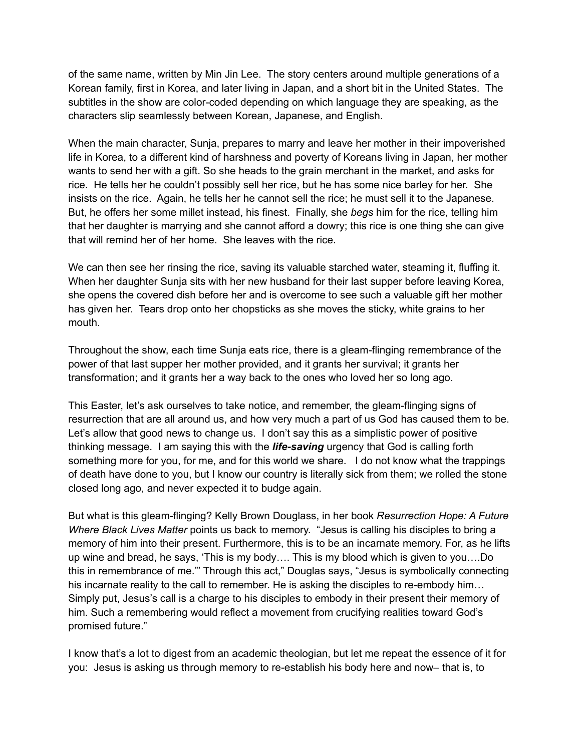of the same name, written by Min Jin Lee. The story centers around multiple generations of a Korean family, first in Korea, and later living in Japan, and a short bit in the United States. The subtitles in the show are color-coded depending on which language they are speaking, as the characters slip seamlessly between Korean, Japanese, and English.

When the main character, Sunja, prepares to marry and leave her mother in their impoverished life in Korea, to a different kind of harshness and poverty of Koreans living in Japan, her mother wants to send her with a gift. So she heads to the grain merchant in the market, and asks for rice. He tells her he couldn't possibly sell her rice, but he has some nice barley for her. She insists on the rice. Again, he tells her he cannot sell the rice; he must sell it to the Japanese. But, he offers her some millet instead, his finest. Finally, she *begs* him for the rice, telling him that her daughter is marrying and she cannot afford a dowry; this rice is one thing she can give that will remind her of her home. She leaves with the rice.

We can then see her rinsing the rice, saving its valuable starched water, steaming it, fluffing it. When her daughter Sunja sits with her new husband for their last supper before leaving Korea, she opens the covered dish before her and is overcome to see such a valuable gift her mother has given her. Tears drop onto her chopsticks as she moves the sticky, white grains to her mouth.

Throughout the show, each time Sunja eats rice, there is a gleam-flinging remembrance of the power of that last supper her mother provided, and it grants her survival; it grants her transformation; and it grants her a way back to the ones who loved her so long ago.

This Easter, let's ask ourselves to take notice, and remember, the gleam-flinging signs of resurrection that are all around us, and how very much a part of us God has caused them to be. Let's allow that good news to change us. I don't say this as a simplistic power of positive thinking message. I am saying this with the ***life-saving*** urgency that God is calling forth something more for you, for me, and for this world we share. I do not know what the trappings of death have done to you, but I know our country is literally sick from them; we rolled the stone closed long ago, and never expected it to budge again.

But what is this gleam-flinging? Kelly Brown Douglass, in her book *Resurrection Hope: A Future Where Black Lives Matter* points us back to memory. "Jesus is calling his disciples to bring a memory of him into their present. Furthermore, this is to be an incarnate memory. For, as he lifts up wine and bread, he says, 'This is my body…. This is my blood which is given to you….Do this in remembrance of me.'" Through this act," Douglas says, "Jesus is symbolically connecting his incarnate reality to the call to remember. He is asking the disciples to re-embody him… Simply put, Jesus's call is a charge to his disciples to embody in their present their memory of him. Such a remembering would reflect a movement from crucifying realities toward God's promised future."

I know that's a lot to digest from an academic theologian, but let me repeat the essence of it for you: Jesus is asking us through memory to re-establish his body here and now– that is, to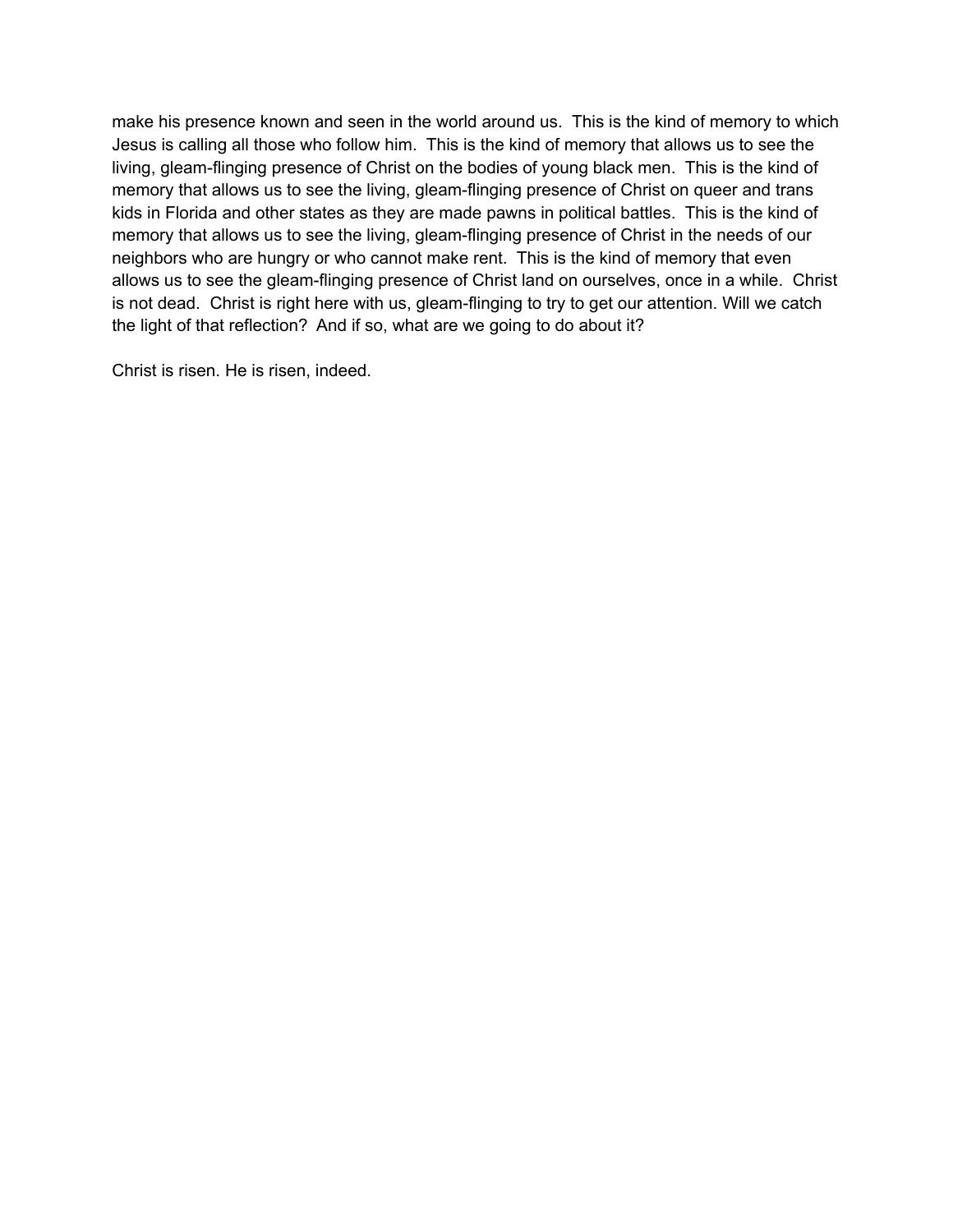make his presence known and seen in the world around us. This is the kind of memory to which Jesus is calling all those who follow him. This is the kind of memory that allows us to see the living, gleam-flinging presence of Christ on the bodies of young black men. This is the kind of memory that allows us to see the living, gleam-flinging presence of Christ on queer and trans kids in Florida and other states as they are made pawns in political battles. This is the kind of memory that allows us to see the living, gleam-flinging presence of Christ in the needs of our neighbors who are hungry or who cannot make rent. This is the kind of memory that even allows us to see the gleam-flinging presence of Christ land on ourselves, once in a while. Christ is not dead. Christ is right here with us, gleam-flinging to try to get our attention. Will we catch the light of that reflection? And if so, what are we going to do about it?

Christ is risen. He is risen, indeed.